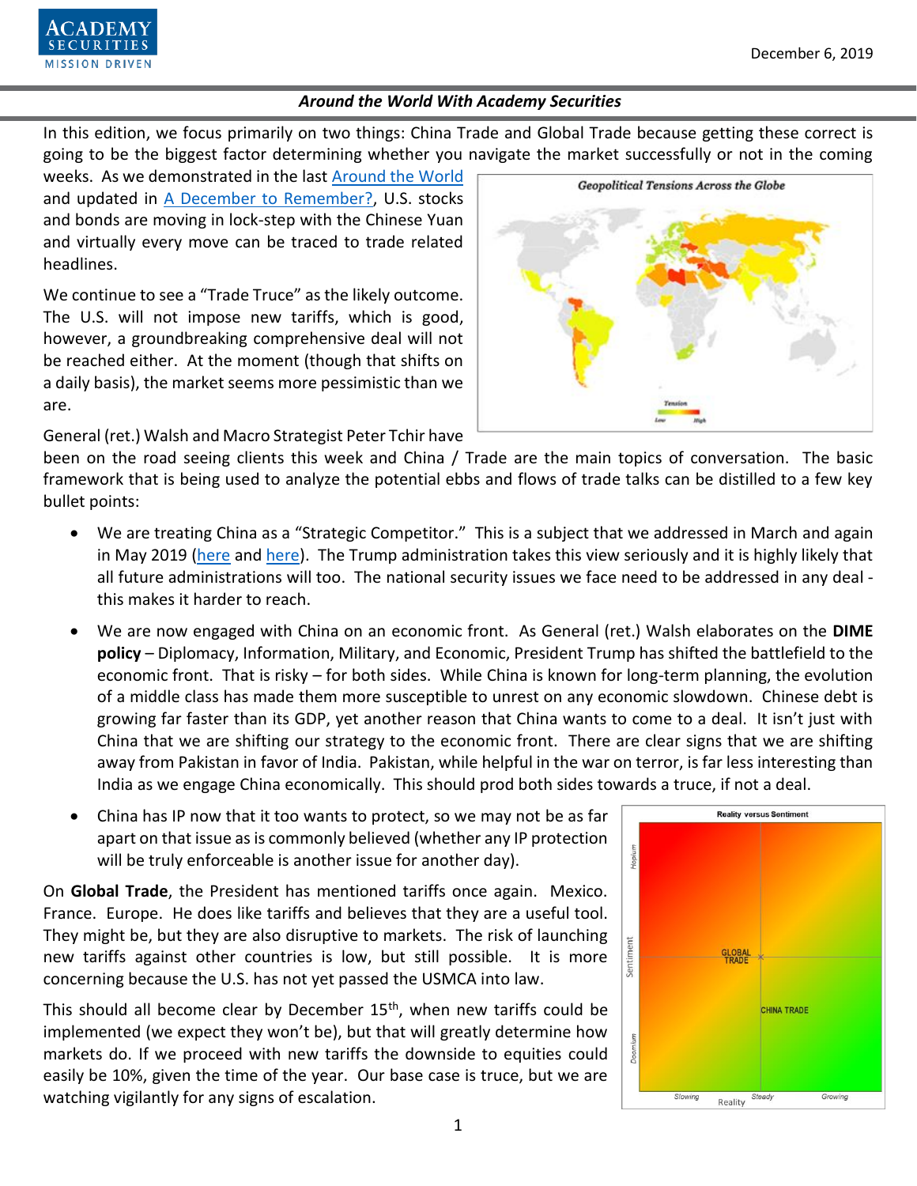December 6, 2019

### Around the World With Academy Securities

In this edition, we focus primarily on two things: China Trade and Global Trade because getting these correct is going to be the biggest factor determining whether you navigate the market successfully or not in the coming weeks. As we demonstrated in the last Around the World and updated in A December to Remember?, U.S. stocks and bonds are moving in lock-step with the Chinese Yuan and virtually every move can be traced to trade related headlines.

We continue to see a "Trade Truce" as the likely outcome. The U.S. will not impose new tariffs, which is good, however, a groundbreaking comprehensive deal will not be reached either. At the moment (though that shifts on a daily basis), the market seems more pessimistic than we are.

General (ret.) Walsh and Macro Strategist Peter Tchir have been on the road seeing clients this week and China / Trade are the main topics of conversation. The basic framework that is being used to analyze the potential ebbs and flows of trade talks can be distilled to a few key bullet points:

- We are treating China as a "Strategic Competitor." This is a subject that we addressed in March and again in May 2019 (here and here). The Trump administration takes this view seriously and it is highly likely that all future administrations will too. The national security issues we face need to be addressed in any deal - this makes it harder to reach.
- We are now engaged with China on an economic front. As General (ret.) Walsh elaborates on the **DIME policy** – Diplomacy, Information, Military, and Economic, President Trump has shifted the battlefield to the economic front. That is risky – for both sides. While China is known for long-term planning, the evolution of a middle class has made them more susceptible to unrest on any economic slowdown. Chinese debt is growing far faster than its GDP, yet another reason that China wants to come to a deal. It isn't just with China that we are shifting our strategy to the economic front. There are clear signs that we are shifting away from Pakistan in favor of India. Pakistan, while helpful in the war on terror, is far less interesting than India as we engage China economically. This should prod both sides towards a truce, if not a deal.
- China has IP now that it too wants to protect, so we may not be as far apart on that issue as is commonly believed (whether any IP protection will be truly enforceable is another issue for another day).

On **Global Trade**, the President has mentioned tariffs once again. Mexico. France. Europe. He does like tariffs and believes that they are a useful tool. They might be, but they are also disruptive to markets. The risk of launching new tariffs against other countries is low, but still possible. It is more concerning because the U.S. has not yet passed the USMCA into law.

This should all become clear by December 15th, when new tariffs could be implemented (we expect they won't be), but that will greatly determine how markets do. If we proceed with new tariffs the downside to equities could easily be 10%, given the time of the year. Our base case is truce, but we are watching vigilantly for any signs of escalation.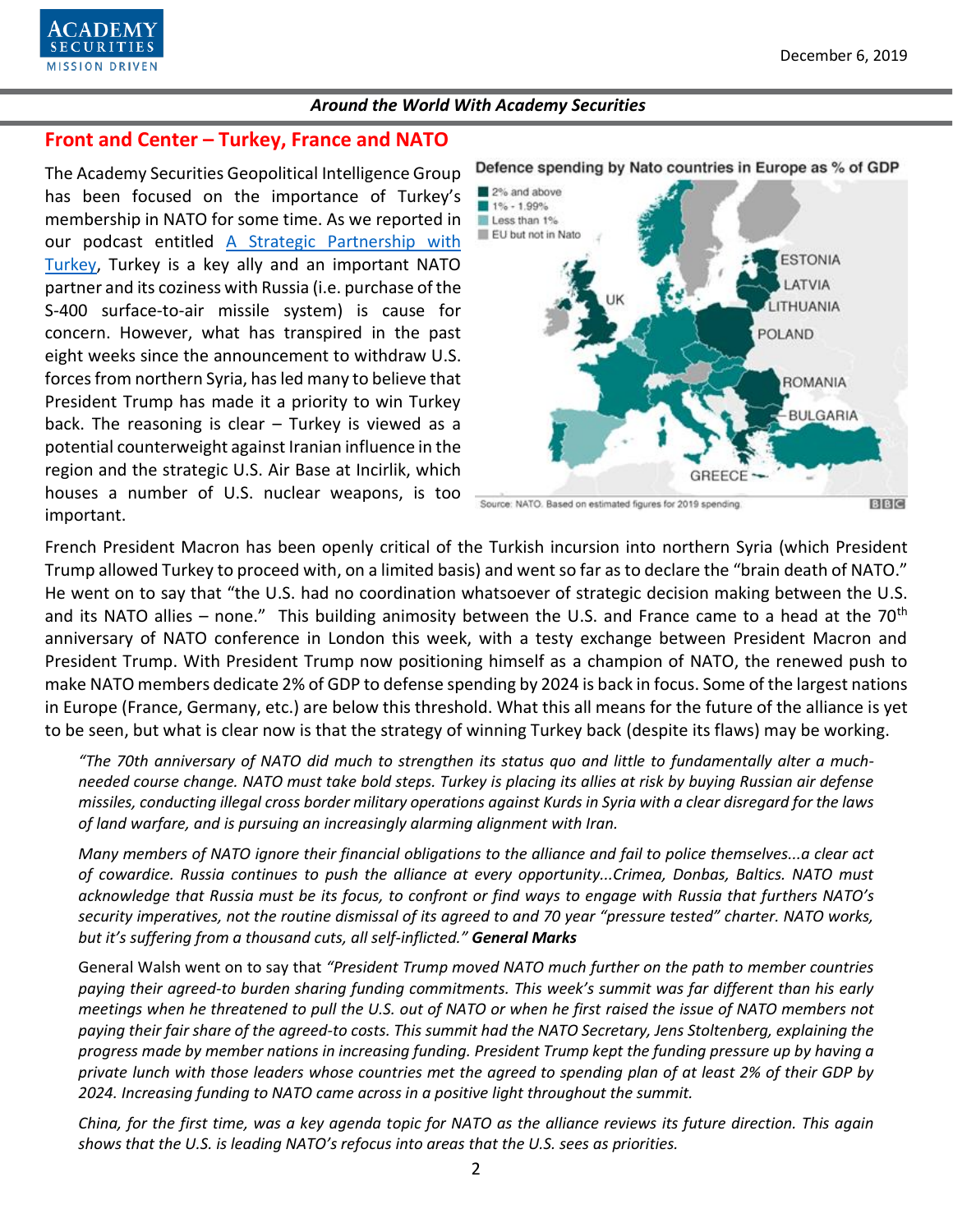## Front and Center – Turkey, France and NATO

The Academy Securities Geopolitical Intelligence Group has been focused on the importance of Turkey's membership in NATO for some time. As we reported in our podcast entitled [A Strategic Partnership with Turkey](), Turkey is a key ally and an important NATO partner and its coziness with Russia (i.e. purchase of the S-400 surface-to-air missile system) is cause for concern. However, what has transpired in the past eight weeks since the announcement to withdraw U.S. forces from northern Syria, has led many to believe that President Trump has made it a priority to win Turkey back. The reasoning is clear – Turkey is viewed as a potential counterweight against Iranian influence in the region and the strategic U.S. Air Base at Incirlik, which houses a number of U.S. nuclear weapons, is too important.

Defence spending by Nato countries in Europe as % of GDP

Legend: 2% and above; 1% - 1.99%; Less than 1%; EU but not in Nato

ESTONIA, LATVIA, LITHUANIA, POLAND, UK, ROMANIA, BULGARIA, GREECE

Source: NATO. Based on estimated figures for 2019 spending. BBC

French President Macron has been openly critical of the Turkish incursion into northern Syria (which President Trump allowed Turkey to proceed with, on a limited basis) and went so far as to declare the "brain death of NATO." He went on to say that "the U.S. had no coordination whatsoever of strategic decision making between the U.S. and its NATO allies – none." This building animosity between the U.S. and France came to a head at the 70th anniversary of NATO conference in London this week, with a testy exchange between President Macron and President Trump. With President Trump now positioning himself as a champion of NATO, the renewed push to make NATO members dedicate 2% of GDP to defense spending by 2024 is back in focus. Some of the largest nations in Europe (France, Germany, etc.) are below this threshold. What this all means for the future of the alliance is yet to be seen, but what is clear now is that the strategy of winning Turkey back (despite its flaws) may be working.

> *"The 70th anniversary of NATO did much to strengthen its status quo and little to fundamentally alter a much-needed course change. NATO must take bold steps. Turkey is placing its allies at risk by buying Russian air defense missiles, conducting illegal cross border military operations against Kurds in Syria with a clear disregard for the laws of land warfare, and is pursuing an increasingly alarming alignment with Iran.*
>
> *Many members of NATO ignore their financial obligations to the alliance and fail to police themselves...a clear act of cowardice. Russia continues to push the alliance at every opportunity...Crimea, Donbas, Baltics. NATO must acknowledge that Russia must be its focus, to confront or find ways to engage with Russia that furthers NATO's security imperatives, not the routine dismissal of its agreed to and 70 year "pressure tested" charter. NATO works, but it's suffering from a thousand cuts, all self-inflicted."* ***General Marks***
>
> General Walsh went on to say that *"President Trump moved NATO much further on the path to member countries paying their agreed-to burden sharing funding commitments. This week's summit was far different than his early meetings when he threatened to pull the U.S. out of NATO or when he first raised the issue of NATO members not paying their fair share of the agreed-to costs. This summit had the NATO Secretary, Jens Stoltenberg, explaining the progress made by member nations in increasing funding. President Trump kept the funding pressure up by having a private lunch with those leaders whose countries met the agreed to spending plan of at least 2% of their GDP by 2024. Increasing funding to NATO came across in a positive light throughout the summit.*
>
> *China, for the first time, was a key agenda topic for NATO as the alliance reviews its future direction. This again shows that the U.S. is leading NATO's refocus into areas that the U.S. sees as priorities.*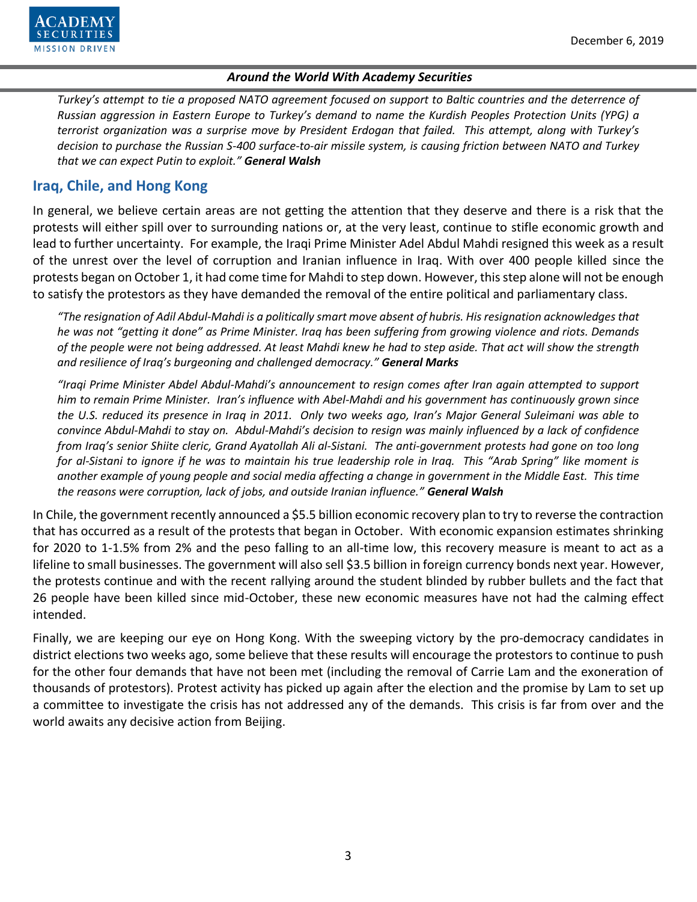*Turkey's attempt to tie a proposed NATO agreement focused on support to Baltic countries and the deterrence of Russian aggression in Eastern Europe to Turkey's demand to name the Kurdish Peoples Protection Units (YPG) a terrorist organization was a surprise move by President Erdogan that failed. This attempt, along with Turkey's decision to purchase the Russian S-400 surface-to-air missile system, is causing friction between NATO and Turkey that we can expect Putin to exploit."* ***General Walsh***

## Iraq, Chile, and Hong Kong

In general, we believe certain areas are not getting the attention that they deserve and there is a risk that the protests will either spill over to surrounding nations or, at the very least, continue to stifle economic growth and lead to further uncertainty. For example, the Iraqi Prime Minister Adel Abdul Mahdi resigned this week as a result of the unrest over the level of corruption and Iranian influence in Iraq. With over 400 people killed since the protests began on October 1, it had come time for Mahdi to step down. However, this step alone will not be enough to satisfy the protestors as they have demanded the removal of the entire political and parliamentary class.

*"The resignation of Adil Abdul-Mahdi is a politically smart move absent of hubris. His resignation acknowledges that he was not "getting it done" as Prime Minister. Iraq has been suffering from growing violence and riots. Demands of the people were not being addressed. At least Mahdi knew he had to step aside. That act will show the strength and resilience of Iraq's burgeoning and challenged democracy."* ***General Marks***

*"Iraqi Prime Minister Abdel Abdul-Mahdi's announcement to resign comes after Iran again attempted to support him to remain Prime Minister. Iran's influence with Abel-Mahdi and his government has continuously grown since the U.S. reduced its presence in Iraq in 2011. Only two weeks ago, Iran's Major General Suleimani was able to convince Abdul-Mahdi to stay on. Abdul-Mahdi's decision to resign was mainly influenced by a lack of confidence from Iraq's senior Shiite cleric, Grand Ayatollah Ali al-Sistani. The anti-government protests had gone on too long for al-Sistani to ignore if he was to maintain his true leadership role in Iraq. This "Arab Spring" like moment is another example of young people and social media affecting a change in government in the Middle East. This time the reasons were corruption, lack of jobs, and outside Iranian influence."* ***General Walsh***

In Chile, the government recently announced a $5.5 billion economic recovery plan to try to reverse the contraction that has occurred as a result of the protests that began in October. With economic expansion estimates shrinking for 2020 to 1-1.5% from 2% and the peso falling to an all-time low, this recovery measure is meant to act as a lifeline to small businesses. The government will also sell $3.5 billion in foreign currency bonds next year. However, the protests continue and with the recent rallying around the student blinded by rubber bullets and the fact that 26 people have been killed since mid-October, these new economic measures have not had the calming effect intended.

Finally, we are keeping our eye on Hong Kong. With the sweeping victory by the pro-democracy candidates in district elections two weeks ago, some believe that these results will encourage the protestors to continue to push for the other four demands that have not been met (including the removal of Carrie Lam and the exoneration of thousands of protestors). Protest activity has picked up again after the election and the promise by Lam to set up a committee to investigate the crisis has not addressed any of the demands. This crisis is far from over and the world awaits any decisive action from Beijing.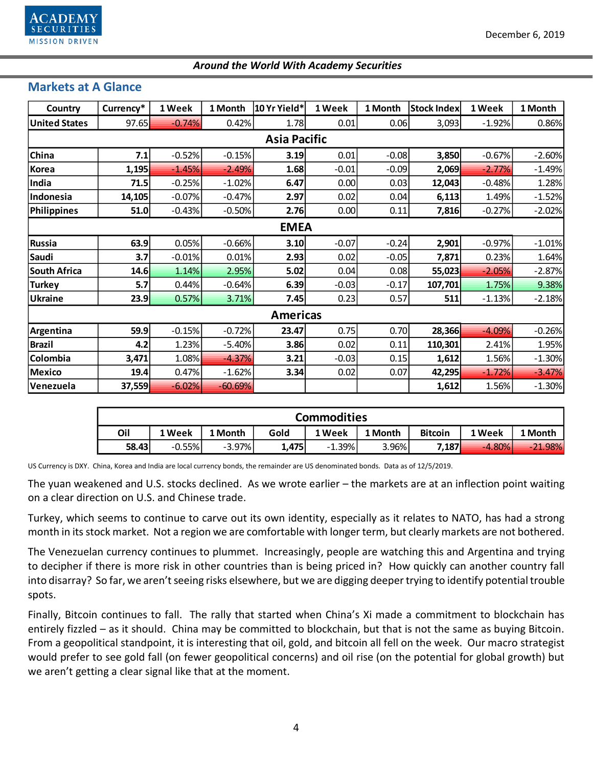## Markets at A Glance

| Country | Currency* | 1 Week | 1 Month | 10 Yr Yield* | 1 Week | 1 Month | Stock Index | 1 Week | 1 Month |
|---|---|---|---|---|---|---|---|---|---|
| United States | 97.65 | -0.74% | 0.42% | 1.78 | 0.01 | 0.06 | 3,093 | -1.92% | 0.86% |
| **Asia Pacific** | | | | | | | | | |
| China | 7.1 | -0.52% | -0.15% | 3.19 | 0.01 | -0.08 | 3,850 | -0.67% | -2.60% |
| Korea | 1,195 | -1.45% | -2.49% | 1.68 | -0.01 | -0.09 | 2,069 | -2.77% | -1.49% |
| India | 71.5 | -0.25% | -1.02% | 6.47 | 0.00 | 0.03 | 12,043 | -0.48% | 1.28% |
| Indonesia | 14,105 | -0.07% | -0.47% | 2.97 | 0.02 | 0.04 | 6,113 | 1.49% | -1.52% |
| Philippines | 51.0 | -0.43% | -0.50% | 2.76 | 0.00 | 0.11 | 7,816 | -0.27% | -2.02% |
| **EMEA** | | | | | | | | | |
| Russia | 63.9 | 0.05% | -0.66% | 3.10 | -0.07 | -0.24 | 2,901 | -0.97% | -1.01% |
| Saudi | 3.7 | -0.01% | 0.01% | 2.93 | 0.02 | -0.05 | 7,871 | 0.23% | 1.64% |
| South Africa | 14.6 | 1.14% | 2.95% | 5.02 | 0.04 | 0.08 | 55,023 | -2.05% | -2.87% |
| Turkey | 5.7 | 0.44% | -0.64% | 6.39 | -0.03 | -0.17 | 107,701 | 1.75% | 9.38% |
| Ukraine | 23.9 | 0.57% | 3.71% | 7.45 | 0.23 | 0.57 | 511 | -1.13% | -2.18% |
| **Americas** | | | | | | | | | |
| Argentina | 59.9 | -0.15% | -0.72% | 23.47 | 0.75 | 0.70 | 28,366 | -4.09% | -0.26% |
| Brazil | 4.2 | 1.23% | -5.40% | 3.86 | 0.02 | 0.11 | 110,301 | 2.41% | 1.95% |
| Colombia | 3,471 | 1.08% | -4.37% | 3.21 | -0.03 | 0.15 | 1,612 | 1.56% | -1.30% |
| Mexico | 19.4 | 0.47% | -1.62% | 3.34 | 0.02 | 0.07 | 42,295 | -1.72% | -3.47% |
| Venezuela | 37,559 | -6.02% | -60.69% | | | | 1,612 | 1.56% | -1.30% |

| Commodities | | | | | | | | |
|---|---|---|---|---|---|---|---|---|
| Oil | 1 Week | 1 Month | Gold | 1 Week | 1 Month | Bitcoin | 1 Week | 1 Month |
| 58.43 | -0.55% | -3.97% | 1,475 | -1.39% | 3.96% | 7,187 | -4.80% | -21.98% |

US Currency is DXY. China, Korea and India are local currency bonds, the remainder are US denominated bonds. Data as of 12/5/2019.

The yuan weakened and U.S. stocks declined. As we wrote earlier – the markets are at an inflection point waiting on a clear direction on U.S. and Chinese trade.

Turkey, which seems to continue to carve out its own identity, especially as it relates to NATO, has had a strong month in its stock market. Not a region we are comfortable with longer term, but clearly markets are not bothered.

The Venezuelan currency continues to plummet. Increasingly, people are watching this and Argentina and trying to decipher if there is more risk in other countries than is being priced in? How quickly can another country fall into disarray? So far, we aren't seeing risks elsewhere, but we are digging deeper trying to identify potential trouble spots.

Finally, Bitcoin continues to fall. The rally that started when China's Xi made a commitment to blockchain has entirely fizzled – as it should. China may be committed to blockchain, but that is not the same as buying Bitcoin. From a geopolitical standpoint, it is interesting that oil, gold, and bitcoin all fell on the week. Our macro strategist would prefer to see gold fall (on fewer geopolitical concerns) and oil rise (on the potential for global growth) but we aren't getting a clear signal like that at the moment.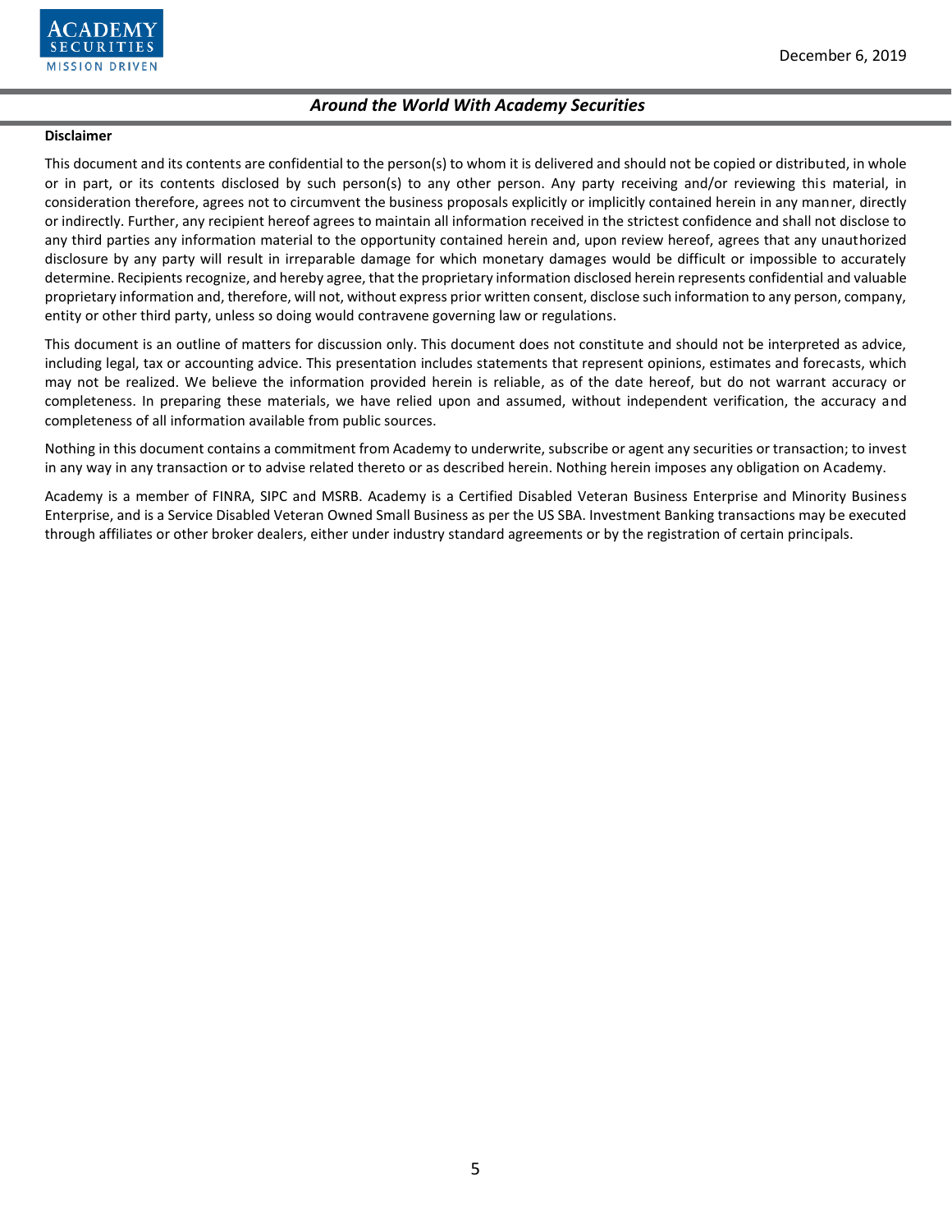**Disclaimer**

This document and its contents are confidential to the person(s) to whom it is delivered and should not be copied or distributed, in whole or in part, or its contents disclosed by such person(s) to any other person. Any party receiving and/or reviewing this material, in consideration therefore, agrees not to circumvent the business proposals explicitly or implicitly contained herein in any manner, directly or indirectly. Further, any recipient hereof agrees to maintain all information received in the strictest confidence and shall not disclose to any third parties any information material to the opportunity contained herein and, upon review hereof, agrees that any unauthorized disclosure by any party will result in irreparable damage for which monetary damages would be difficult or impossible to accurately determine. Recipients recognize, and hereby agree, that the proprietary information disclosed herein represents confidential and valuable proprietary information and, therefore, will not, without express prior written consent, disclose such information to any person, company, entity or other third party, unless so doing would contravene governing law or regulations.

This document is an outline of matters for discussion only. This document does not constitute and should not be interpreted as advice, including legal, tax or accounting advice. This presentation includes statements that represent opinions, estimates and forecasts, which may not be realized. We believe the information provided herein is reliable, as of the date hereof, but do not warrant accuracy or completeness. In preparing these materials, we have relied upon and assumed, without independent verification, the accuracy and completeness of all information available from public sources.

Nothing in this document contains a commitment from Academy to underwrite, subscribe or agent any securities or transaction; to invest in any way in any transaction or to advise related thereto or as described herein. Nothing herein imposes any obligation on Academy.

Academy is a member of FINRA, SIPC and MSRB. Academy is a Certified Disabled Veteran Business Enterprise and Minority Business Enterprise, and is a Service Disabled Veteran Owned Small Business as per the US SBA. Investment Banking transactions may be executed through affiliates or other broker dealers, either under industry standard agreements or by the registration of certain principals.